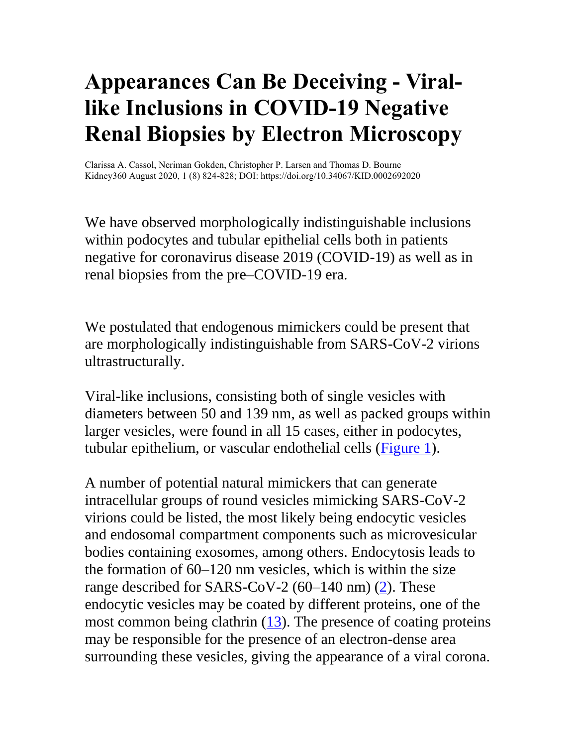# Appearances Can Be Deceiving - Viral-like Inclusions in COVID-19 Negative Renal Biopsies by Electron Microscopy

Clarissa A. Cassol, Neriman Gokden, Christopher P. Larsen and Thomas D. Bourne
Kidney360 August 2020, 1 (8) 824-828; DOI: https://doi.org/10.34067/KID.0002692020

We have observed morphologically indistinguishable inclusions within podocytes and tubular epithelial cells both in patients negative for coronavirus disease 2019 (COVID-19) as well as in renal biopsies from the pre–COVID-19 era.

We postulated that endogenous mimickers could be present that are morphologically indistinguishable from SARS-CoV-2 virions ultrastructurally.

Viral-like inclusions, consisting both of single vesicles with diameters between 50 and 139 nm, as well as packed groups within larger vesicles, were found in all 15 cases, either in podocytes, tubular epithelium, or vascular endothelial cells (Figure 1).

A number of potential natural mimickers that can generate intracellular groups of round vesicles mimicking SARS-CoV-2 virions could be listed, the most likely being endocytic vesicles and endosomal compartment components such as microvesicular bodies containing exosomes, among others. Endocytosis leads to the formation of 60–120 nm vesicles, which is within the size range described for SARS-CoV-2 (60–140 nm) (2). These endocytic vesicles may be coated by different proteins, one of the most common being clathrin (13). The presence of coating proteins may be responsible for the presence of an electron-dense area surrounding these vesicles, giving the appearance of a viral corona.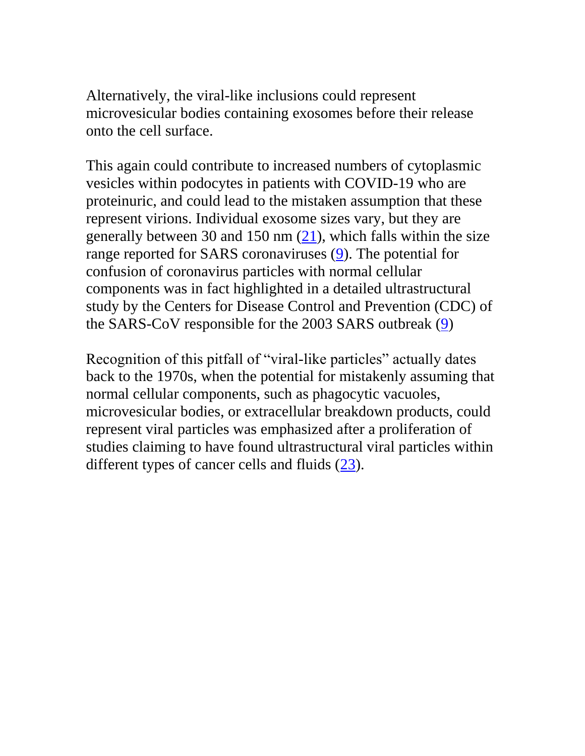Alternatively, the viral-like inclusions could represent microvesicular bodies containing exosomes before their release onto the cell surface.

This again could contribute to increased numbers of cytoplasmic vesicles within podocytes in patients with COVID-19 who are proteinuric, and could lead to the mistaken assumption that these represent virions. Individual exosome sizes vary, but they are generally between 30 and 150 nm (21), which falls within the size range reported for SARS coronaviruses (9). The potential for confusion of coronavirus particles with normal cellular components was in fact highlighted in a detailed ultrastructural study by the Centers for Disease Control and Prevention (CDC) of the SARS-CoV responsible for the 2003 SARS outbreak (9)

Recognition of this pitfall of "viral-like particles" actually dates back to the 1970s, when the potential for mistakenly assuming that normal cellular components, such as phagocytic vacuoles, microvesicular bodies, or extracellular breakdown products, could represent viral particles was emphasized after a proliferation of studies claiming to have found ultrastructural viral particles within different types of cancer cells and fluids (23).